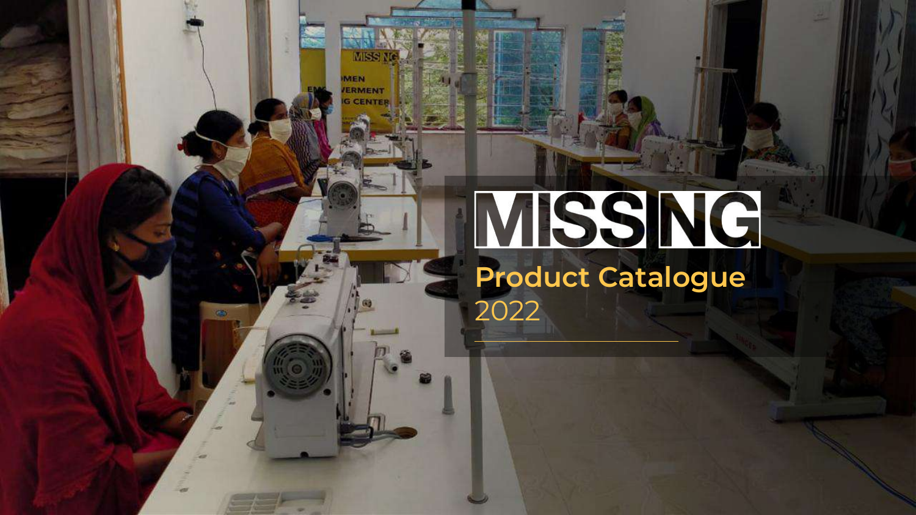# MISSING

## Product Catalogue

2022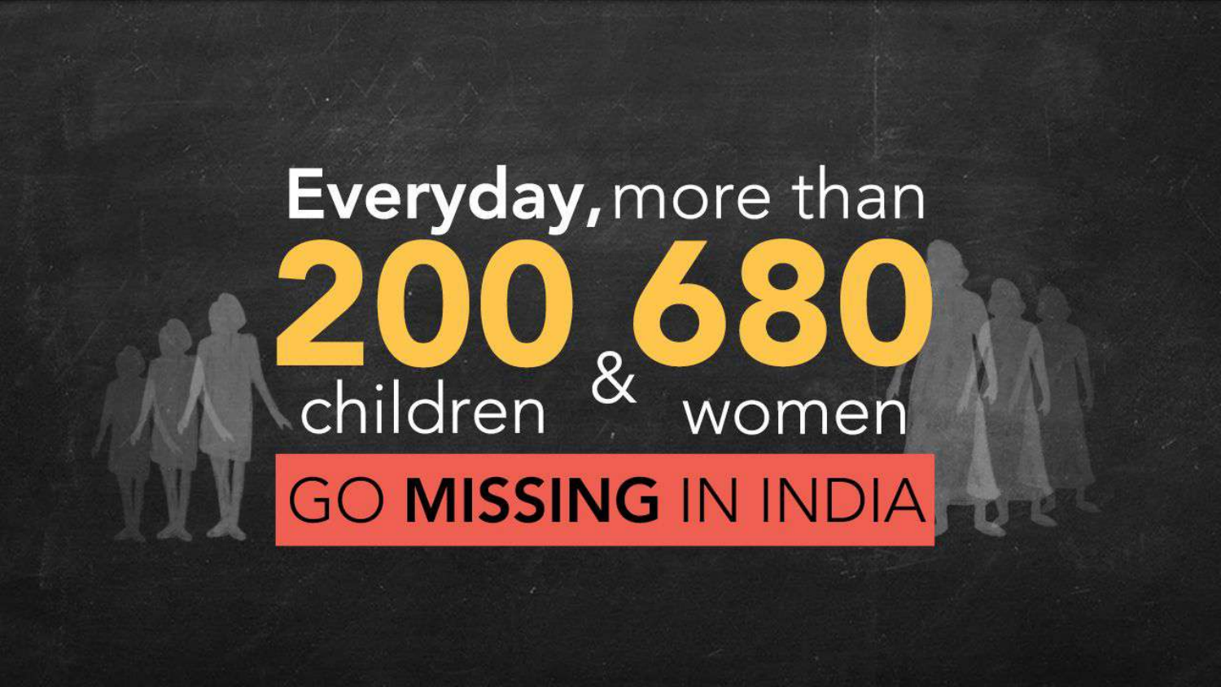**Everyday,** more than

**200** children & **680** women

GO **MISSING** IN INDIA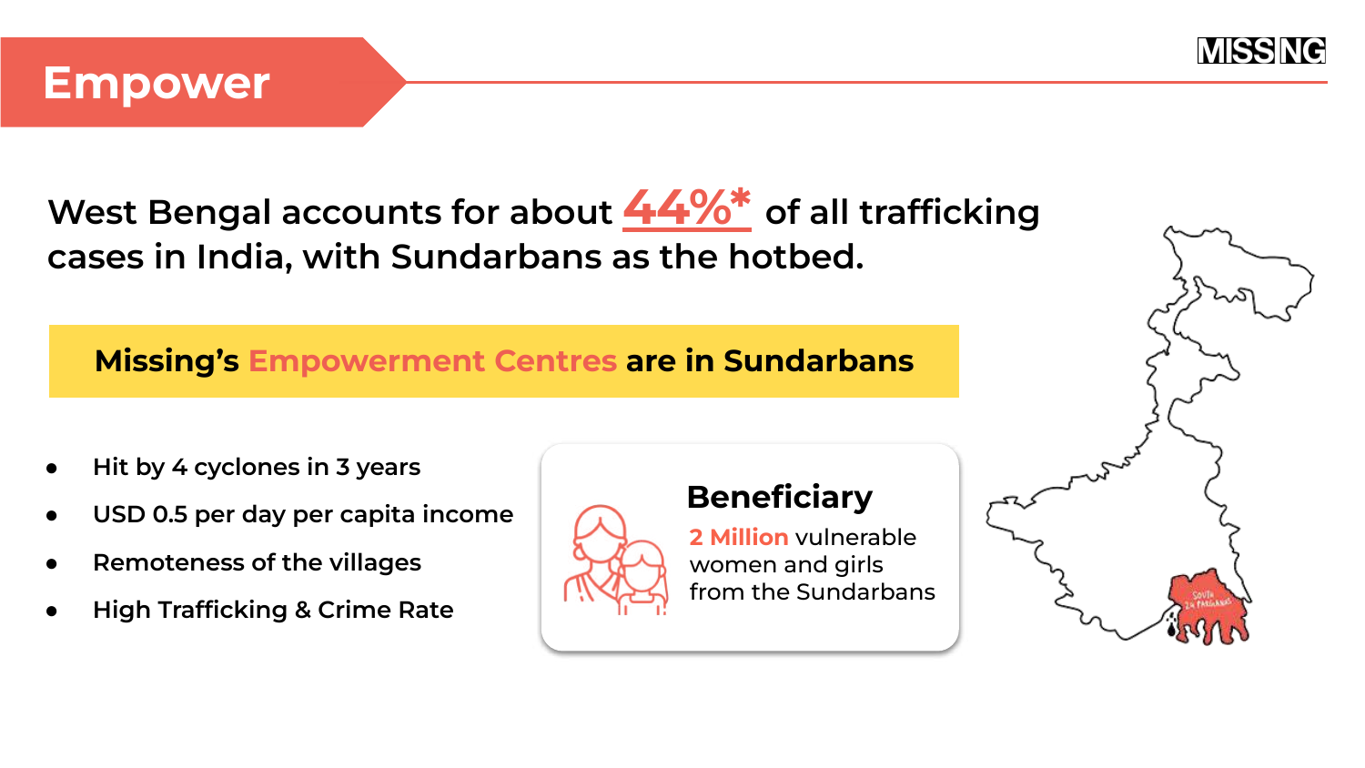# Empower

West Bengal accounts for about 44%* of all trafficking cases in India, with Sundarbans as the hotbed.

**Missing's Empowerment Centres are in Sundarbans**

- Hit by 4 cyclones in 3 years
- USD 0.5 per day per capita income
- Remoteness of the villages
- High Trafficking & Crime Rate

## Beneficiary

2 Million vulnerable women and girls from the Sundarbans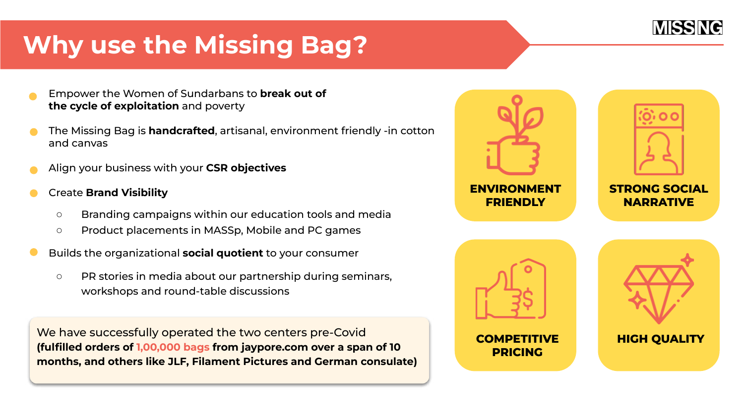# Why use the Missing Bag?

- Empower the Women of Sundarbans to **break out of the cycle of exploitation** and poverty
- The Missing Bag is **handcrafted**, artisanal, environment friendly -in cotton and canvas
- Align your business with your **CSR objectives**
- Create **Brand Visibility**
  - Branding campaigns within our education tools and media
  - Product placements in MASSp, Mobile and PC games
- Builds the organizational **social quotient** to your consumer
  - PR stories in media about our partnership during seminars, workshops and round-table discussions

We have successfully operated the two centers pre-Covid **(fulfilled orders of 1,00,000 bags from jaypore.com over a span of 10 months, and others like JLF, Filament Pictures and German consulate)**

**ENVIRONMENT FRIENDLY**

**STRONG SOCIAL NARRATIVE**

**COMPETITIVE PRICING**

**HIGH QUALITY**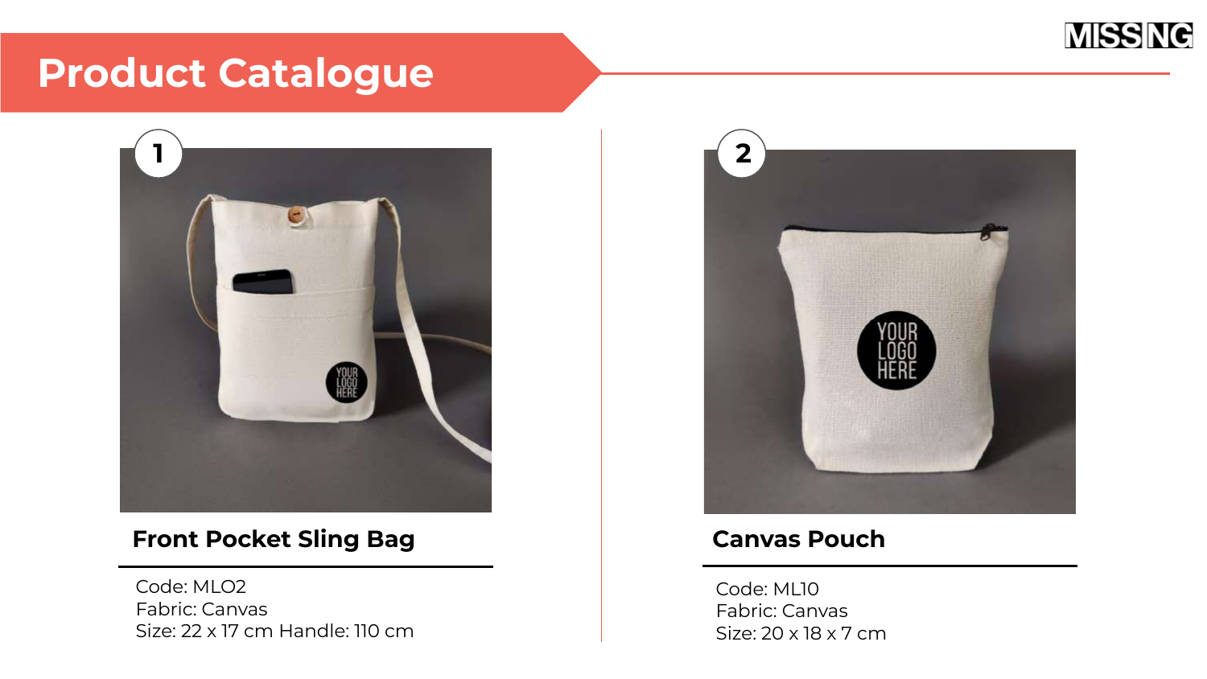# Product Catalogue

## 1

### Front Pocket Sling Bag

Code: MLO2
Fabric: Canvas
Size: 22 x 17 cm Handle: 110 cm

## 2

### Canvas Pouch

Code: ML10
Fabric: Canvas
Size: 20 x 18 x 7 cm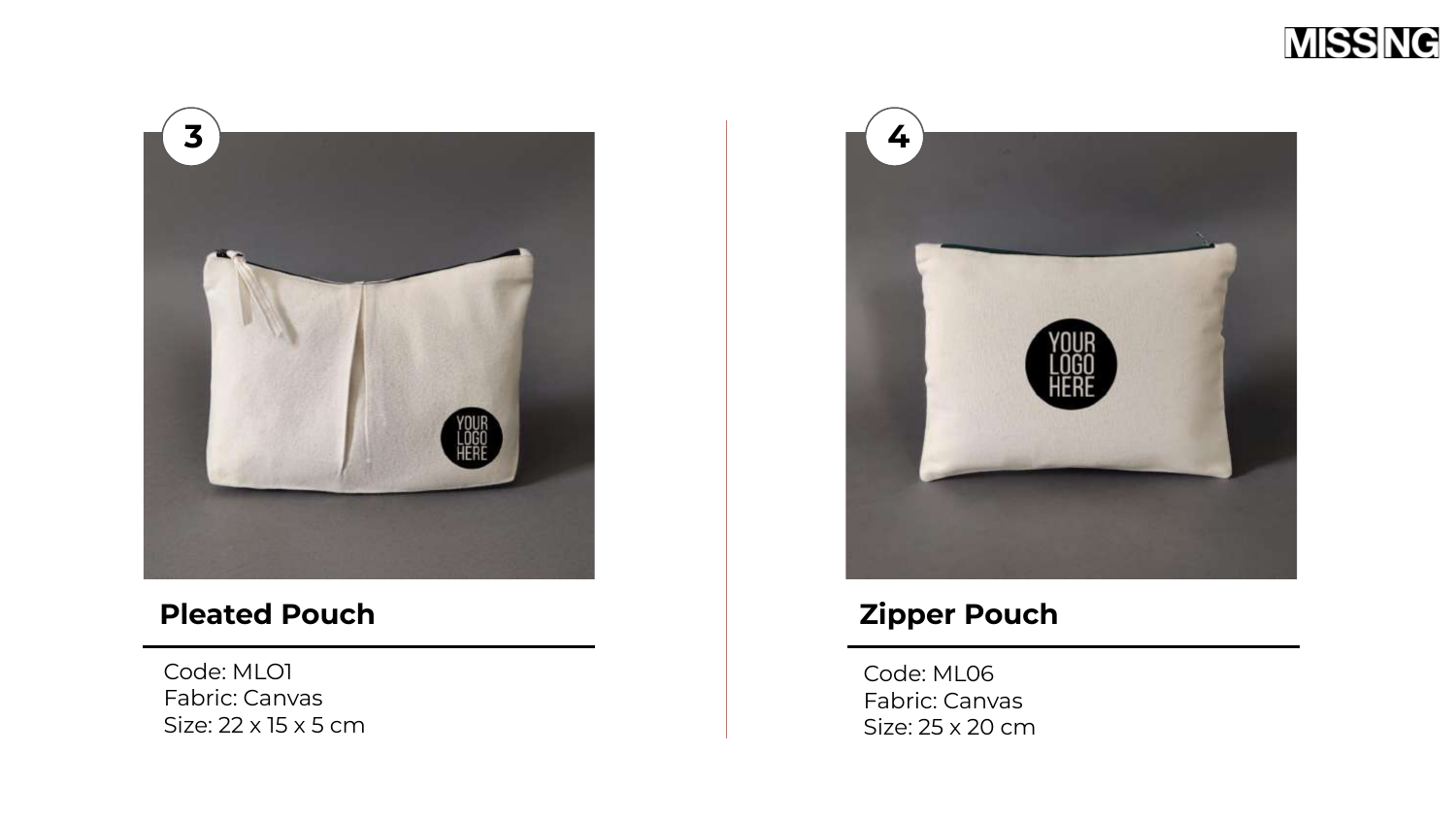3

## Pleated Pouch

Code: MLO1
Fabric: Canvas
Size: 22 x 15 x 5 cm

4

## Zipper Pouch

Code: ML06
Fabric: Canvas
Size: 25 x 20 cm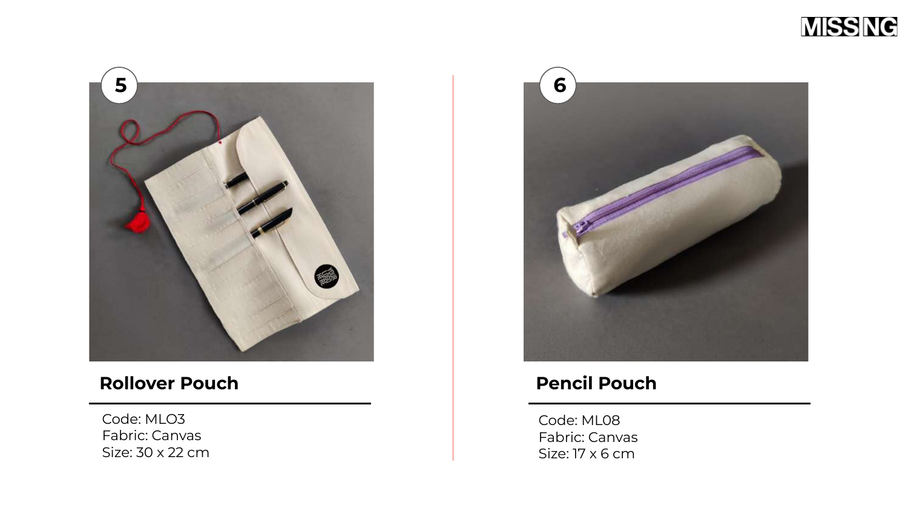5

## Rollover Pouch

Code: MLO3
Fabric: Canvas
Size: 30 x 22 cm

6

## Pencil Pouch

Code: ML08
Fabric: Canvas
Size: 17 x 6 cm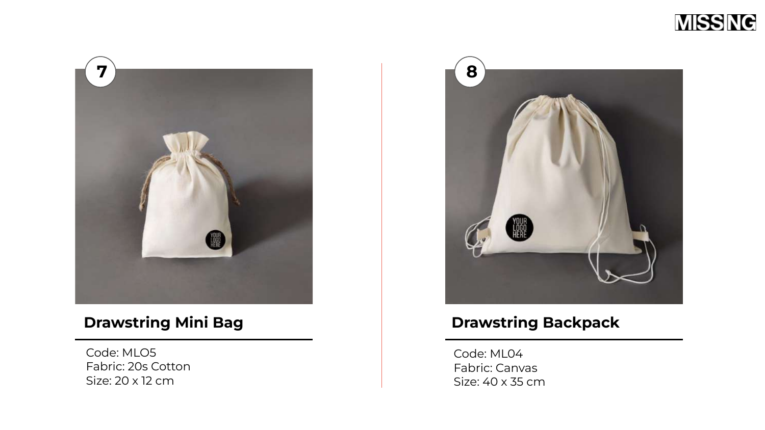7

## Drawstring Mini Bag

Code: MLO5
Fabric: 20s Cotton
Size: 20 x 12 cm

8

## Drawstring Backpack

Code: ML04
Fabric: Canvas
Size: 40 x 35 cm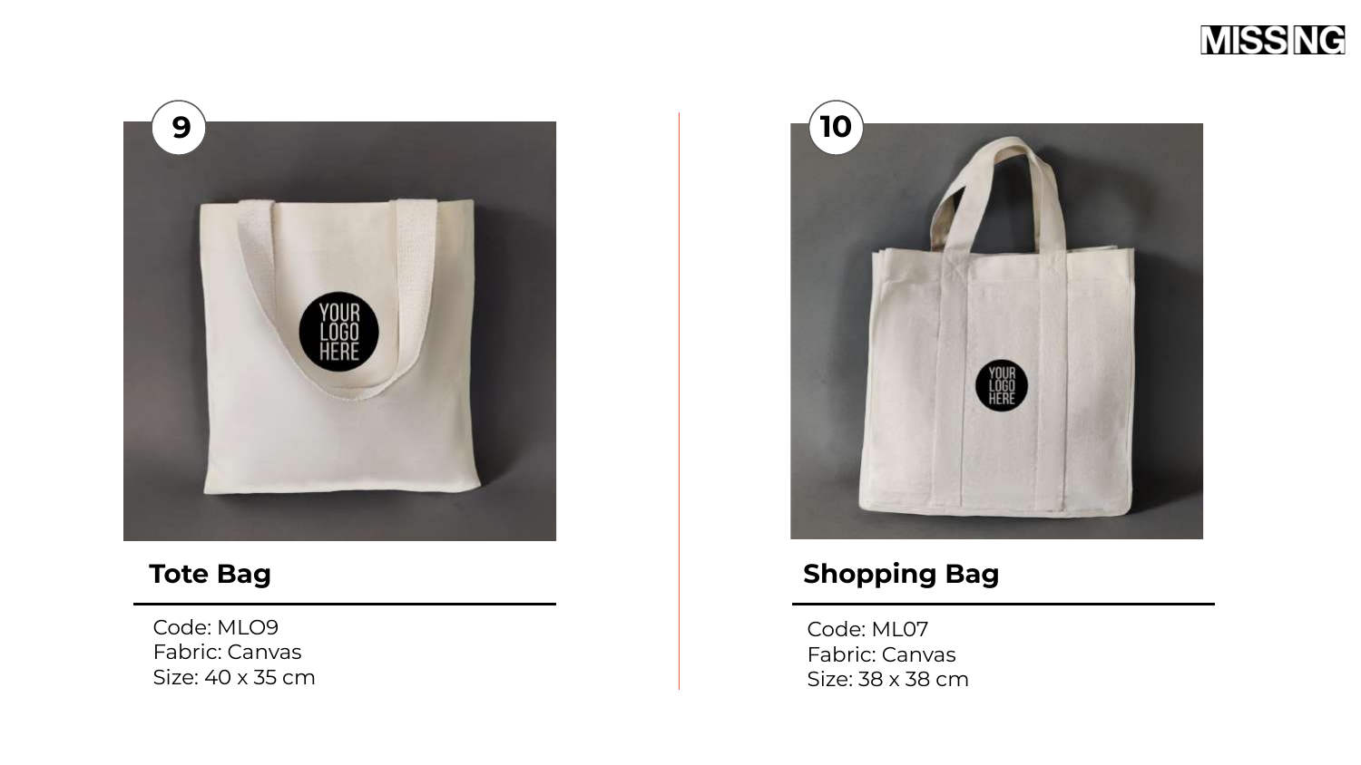9

## Tote Bag

Code: MLO9
Fabric: Canvas
Size: 40 x 35 cm

10

## Shopping Bag

Code: ML07
Fabric: Canvas
Size: 38 x 38 cm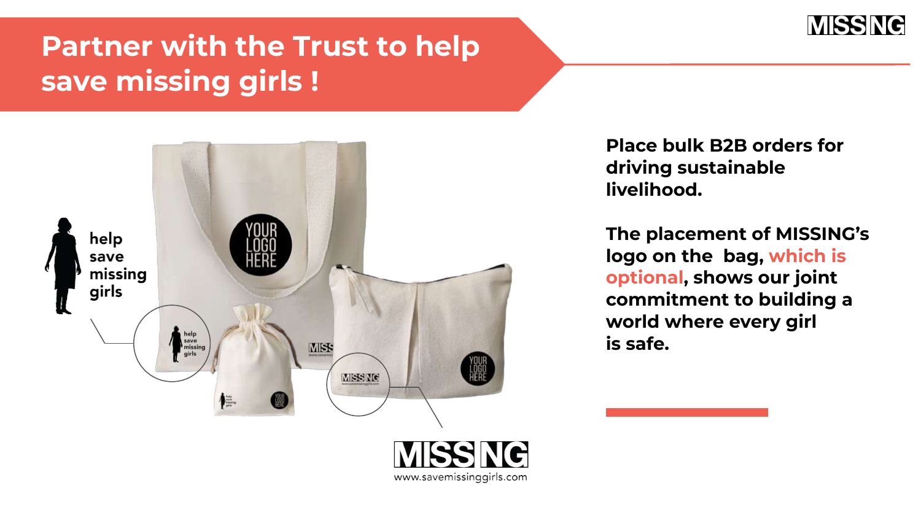# Partner with the Trust to help save missing girls !

help save missing girls

MISSING
www.savemissinggirls.com

**Place bulk B2B orders for driving sustainable livelihood.**

**The placement of MISSING's logo on the bag, which is optional, shows our joint commitment to building a world where every girl is safe.**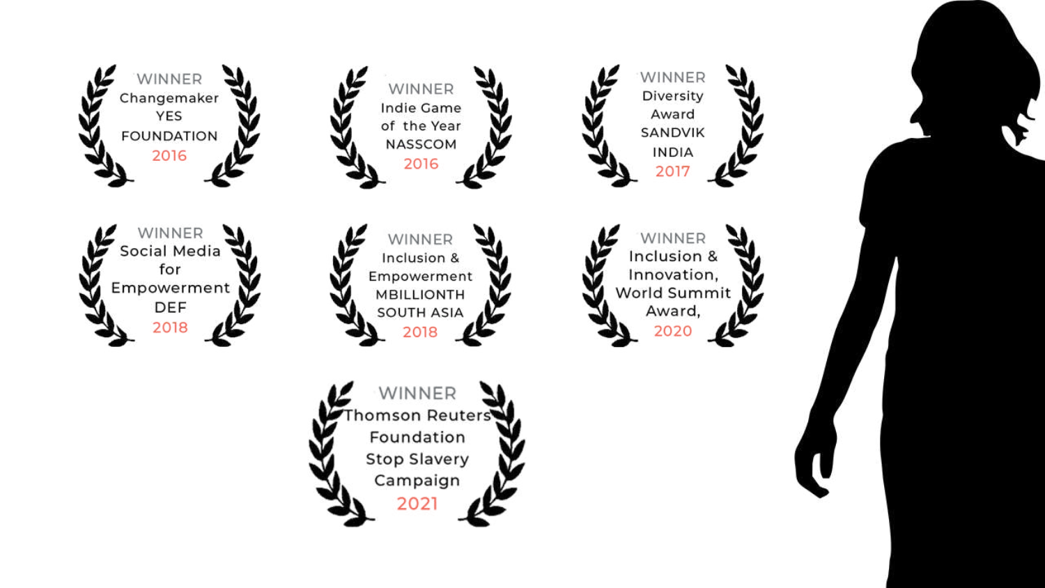WINNER
Changemaker
YES
FOUNDATION
2016

WINNER
Indie Game
of the Year
NASSCOM
2016

WINNER
Diversity
Award
SANDVIK
INDIA
2017

WINNER
Social Media
for
Empowerment
DEF
2018

WINNER
Inclusion &
Empowerment
MBILLIONTH
SOUTH ASIA
2018

WINNER
Inclusion &
Innovation,
World Summit
Award,
2020

WINNER
Thomson Reuters
Foundation
Stop Slavery
Campaign
2021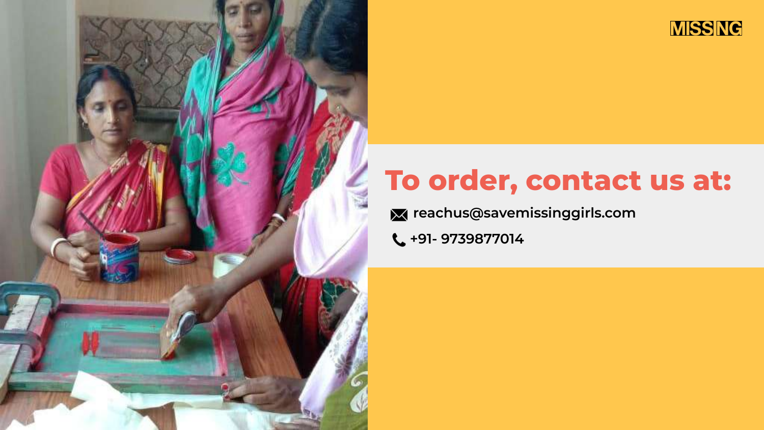MISSING

# To order, contact us at:

reachus@savemissinggirls.com

+91- 9739877014